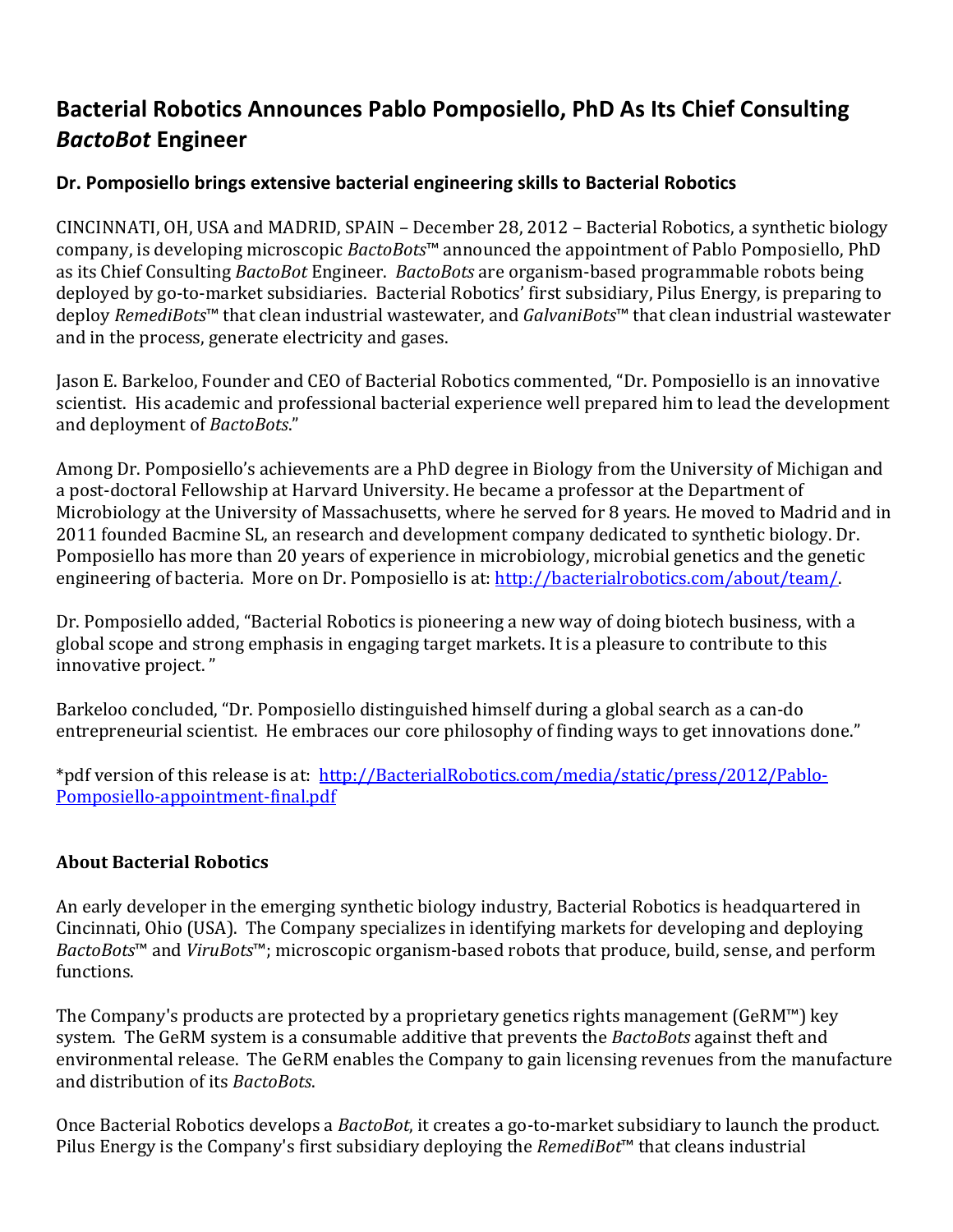# Bacterial Robotics Announces Pablo Pomposiello, PhD As Its Chief Consulting *BactoBot* Engineer

### Dr. Pomposiello brings extensive bacterial engineering skills to Bacterial Robotics

CINCINNATI, OH, USA and MADRID, SPAIN – December 28, 2012 – Bacterial Robotics, a synthetic biology company, is developing microscopic *BactoBots*™ announced the appointment of Pablo Pomposiello, PhD as its Chief Consulting *BactoBot* Engineer. *BactoBots* are organism-based programmable robots being deployed by go-to-market subsidiaries. Bacterial Robotics' first subsidiary, Pilus Energy, is preparing to deploy *RemediBots*™ that clean industrial wastewater, and *GalvaniBots*™ that clean industrial wastewater and in the process, generate electricity and gases.

Jason E. Barkeloo, Founder and CEO of Bacterial Robotics commented, "Dr. Pomposiello is an innovative scientist. His academic and professional bacterial experience well prepared him to lead the development and deployment of *BactoBots*."

Among Dr. Pomposiello's achievements are a PhD degree in Biology from the University of Michigan and a post-doctoral Fellowship at Harvard University. He became a professor at the Department of Microbiology at the University of Massachusetts, where he served for 8 years. He moved to Madrid and in 2011 founded Bacmine SL, an research and development company dedicated to synthetic biology. Dr. Pomposiello has more than 20 years of experience in microbiology, microbial genetics and the genetic engineering of bacteria. More on Dr. Pomposiello is at: http://bacterialrobotics.com/about/team/.

Dr. Pomposiello added, "Bacterial Robotics is pioneering a new way of doing biotech business, with a global scope and strong emphasis in engaging target markets. It is a pleasure to contribute to this innovative project. "

Barkeloo concluded, "Dr. Pomposiello distinguished himself during a global search as a can-do entrepreneurial scientist. He embraces our core philosophy of finding ways to get innovations done."

*pdf version of this release is at: http://BacterialRobotics.com/media/static/press/2012/Pablo-Pomposiello-appointment-final.pdf

### About Bacterial Robotics

An early developer in the emerging synthetic biology industry, Bacterial Robotics is headquartered in Cincinnati, Ohio (USA). The Company specializes in identifying markets for developing and deploying *BactoBots*™ and *ViruBots*™; microscopic organism-based robots that produce, build, sense, and perform functions.

The Company's products are protected by a proprietary genetics rights management (GeRM™) key system. The GeRM system is a consumable additive that prevents the *BactoBots* against theft and environmental release. The GeRM enables the Company to gain licensing revenues from the manufacture and distribution of its *BactoBots*.

Once Bacterial Robotics develops a *BactoBot*, it creates a go-to-market subsidiary to launch the product. Pilus Energy is the Company's first subsidiary deploying the *RemediBot*™ that cleans industrial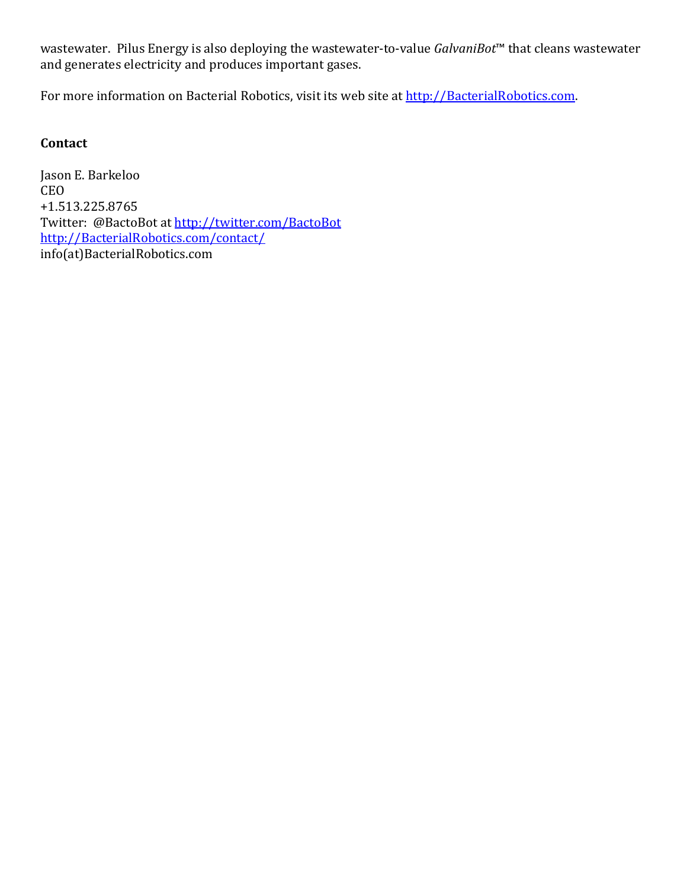wastewater. Pilus Energy is also deploying the wastewater-to-value *GalvaniBot*™ that cleans wastewater and generates electricity and produces important gases.

For more information on Bacterial Robotics, visit its web site at http://BacterialRobotics.com.

**Contact**

Jason E. Barkeloo
CEO
+1.513.225.8765
Twitter: @BactoBot at http://twitter.com/BactoBot
http://BacterialRobotics.com/contact/
info(at)BacterialRobotics.com